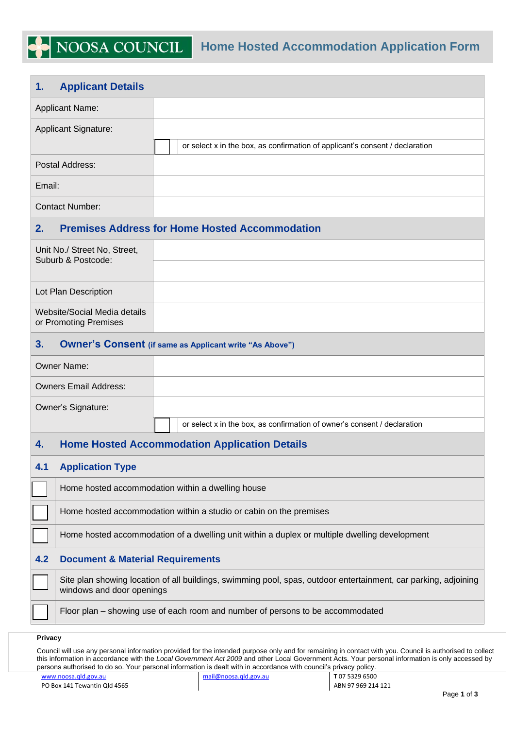# NOOSA COUNCIL Home Hosted Accommodation Application Form

## 1. Applicant Details

| | |
|---|---|
| Applicant Name: | |
| Applicant Signature: | |
| | ☐ or select x in the box, as confirmation of applicant's consent / declaration |
| Postal Address: | |
| Email: | |
| Contact Number: | |

## 2. Premises Address for Home Hosted Accommodation

| | |
|---|---|
| Unit No./ Street No, Street, Suburb & Postcode: | |
| Lot Plan Description | |
| Website/Social Media details or Promoting Premises | |

## 3. Owner's Consent (if same as Applicant write "As Above")

| | |
|---|---|
| Owner Name: | |
| Owners Email Address: | |
| Owner's Signature: | |
| | ☐ or select x in the box, as confirmation of owner's consent / declaration |

## 4. Home Hosted Accommodation Application Details

### 4.1 Application Type

- ☐ Home hosted accommodation within a dwelling house
- ☐ Home hosted accommodation within a studio or cabin on the premises
- ☐ Home hosted accommodation of a dwelling unit within a duplex or multiple dwelling development

### 4.2 Document & Material Requirements

- ☐ Site plan showing location of all buildings, swimming pool, spas, outdoor entertainment, car parking, adjoining windows and door openings
- ☐ Floor plan – showing use of each room and number of persons to be accommodated

**Privacy**

Council will use any personal information provided for the intended purpose only and for remaining in contact with you. Council is authorised to collect this information in accordance with the *Local Government Act 2009* and other Local Government Acts. Your personal information is only accessed by persons authorised to do so. Your personal information is dealt with in accordance with council's privacy policy.

www.noosa.qld.gov.au | mail@noosa.qld.gov.au | T 07 5329 6500
PO Box 141 Tewantin Qld 4565 | ABN 97 969 214 121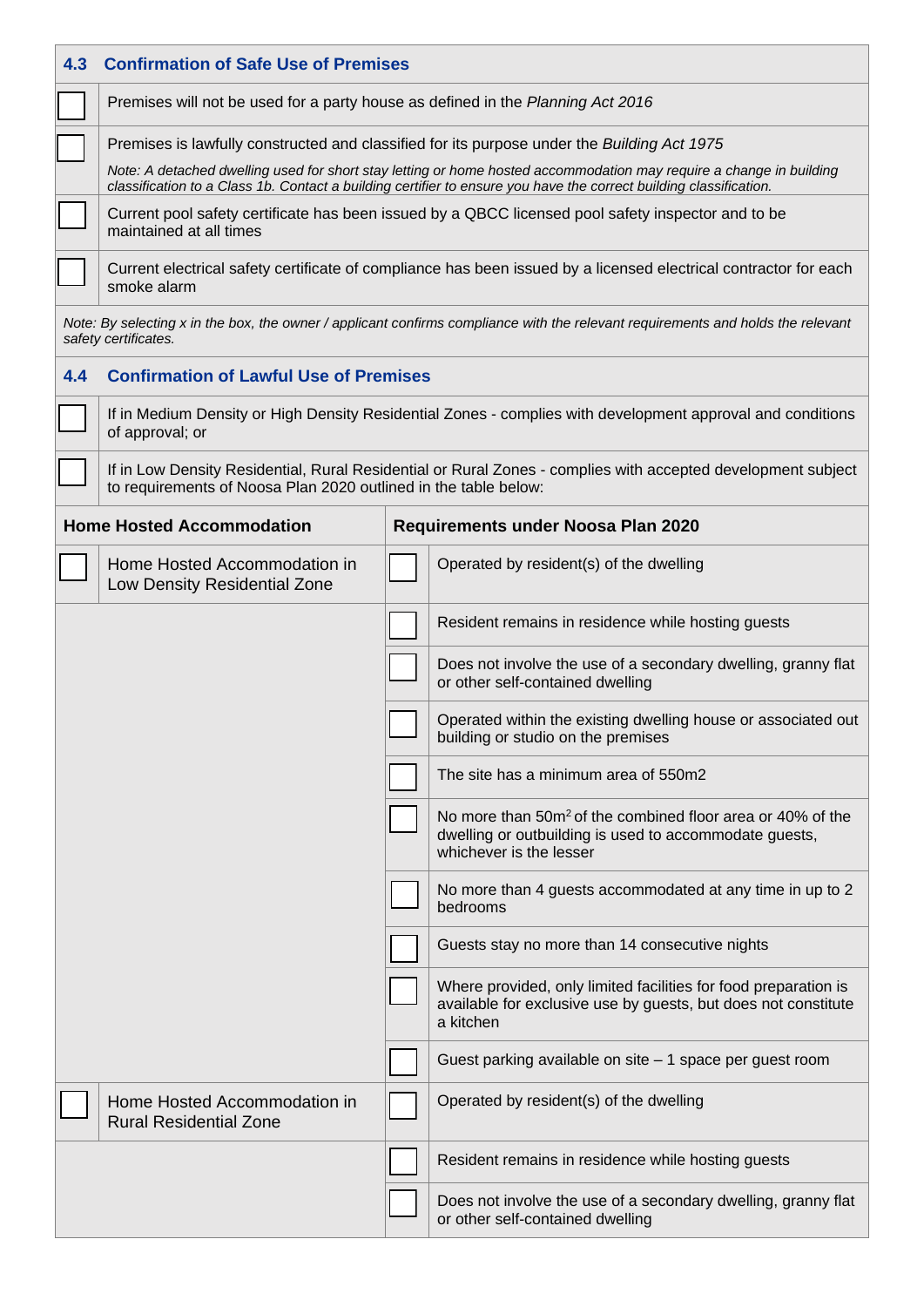## 4.3 Confirmation of Safe Use of Premises

- [ ] Premises will not be used for a party house as defined in the *Planning Act 2016*
- [ ] Premises is lawfully constructed and classified for its purpose under the *Building Act 1975*

  *Note: A detached dwelling used for short stay letting or home hosted accommodation may require a change in building classification to a Class 1b. Contact a building certifier to ensure you have the correct building classification.*
- [ ] Current pool safety certificate has been issued by a QBCC licensed pool safety inspector and to be maintained at all times
- [ ] Current electrical safety certificate of compliance has been issued by a licensed electrical contractor for each smoke alarm

*Note: By selecting x in the box, the owner / applicant confirms compliance with the relevant requirements and holds the relevant safety certificates.*

## 4.4 Confirmation of Lawful Use of Premises

- [ ] If in Medium Density or High Density Residential Zones - complies with development approval and conditions of approval; or
- [ ] If in Low Density Residential, Rural Residential or Rural Zones - complies with accepted development subject to requirements of Noosa Plan 2020 outlined in the table below:

| | Home Hosted Accommodation | | Requirements under Noosa Plan 2020 |
|---|---|---|---|
| ☐ | Home Hosted Accommodation in Low Density Residential Zone | ☐ | Operated by resident(s) of the dwelling |
| | | ☐ | Resident remains in residence while hosting guests |
| | | ☐ | Does not involve the use of a secondary dwelling, granny flat or other self-contained dwelling |
| | | ☐ | Operated within the existing dwelling house or associated out building or studio on the premises |
| | | ☐ | The site has a minimum area of 550m2 |
| | | ☐ | No more than 50m$^2$ of the combined floor area or 40% of the dwelling or outbuilding is used to accommodate guests, whichever is the lesser |
| | | ☐ | No more than 4 guests accommodated at any time in up to 2 bedrooms |
| | | ☐ | Guests stay no more than 14 consecutive nights |
| | | ☐ | Where provided, only limited facilities for food preparation is available for exclusive use by guests, but does not constitute a kitchen |
| | | ☐ | Guest parking available on site – 1 space per guest room |
| ☐ | Home Hosted Accommodation in Rural Residential Zone | ☐ | Operated by resident(s) of the dwelling |
| | | ☐ | Resident remains in residence while hosting guests |
| | | ☐ | Does not involve the use of a secondary dwelling, granny flat or other self-contained dwelling |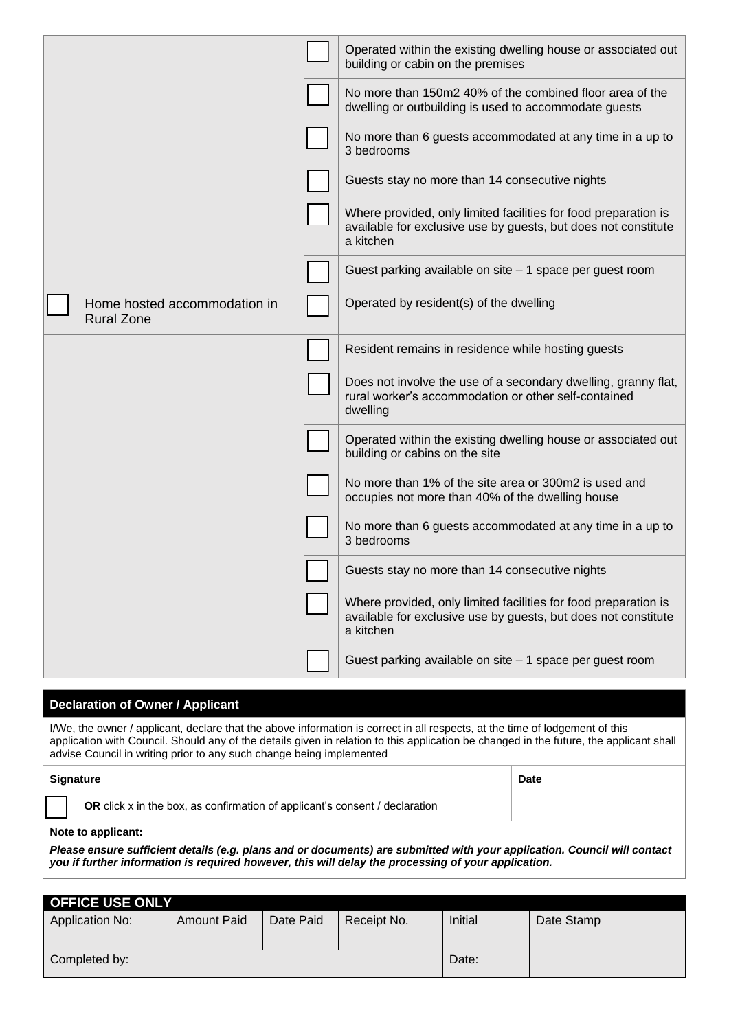| | | | |
|---|---|---|---|
| | | ☐ | Operated within the existing dwelling house or associated out building or cabin on the premises |
| | | ☐ | No more than 150m2 40% of the combined floor area of the dwelling or outbuilding is used to accommodate guests |
| | | ☐ | No more than 6 guests accommodated at any time in a up to 3 bedrooms |
| | | ☐ | Guests stay no more than 14 consecutive nights |
| | | ☐ | Where provided, only limited facilities for food preparation is available for exclusive use by guests, but does not constitute a kitchen |
| | | ☐ | Guest parking available on site – 1 space per guest room |
| ☐ | Home hosted accommodation in Rural Zone | ☐ | Operated by resident(s) of the dwelling |
| | | ☐ | Resident remains in residence while hosting guests |
| | | ☐ | Does not involve the use of a secondary dwelling, granny flat, rural worker's accommodation or other self-contained dwelling |
| | | ☐ | Operated within the existing dwelling house or associated out building or cabins on the site |
| | | ☐ | No more than 1% of the site area or 300m2 is used and occupies not more than 40% of the dwelling house |
| | | ☐ | No more than 6 guests accommodated at any time in a up to 3 bedrooms |
| | | ☐ | Guests stay no more than 14 consecutive nights |
| | | ☐ | Where provided, only limited facilities for food preparation is available for exclusive use by guests, but does not constitute a kitchen |
| | | ☐ | Guest parking available on site – 1 space per guest room |

## Declaration of Owner / Applicant

I/We, the owner / applicant, declare that the above information is correct in all respects, at the time of lodgement of this application with Council. Should any of the details given in relation to this application be changed in the future, the applicant shall advise Council in writing prior to any such change being implemented

| **Signature** | **Date** |
|---|---|
| ☐ **OR** click x in the box, as confirmation of applicant's consent / declaration | |

**Note to applicant:**

***Please ensure sufficient details (e.g. plans and or documents) are submitted with your application. Council will contact you if further information is required however, this will delay the processing of your application.***

**OFFICE USE ONLY**

| Application No: | Amount Paid | Date Paid | Receipt No. | Initial | Date Stamp |
|---|---|---|---|---|---|
| Completed by: | | | | Date: | |